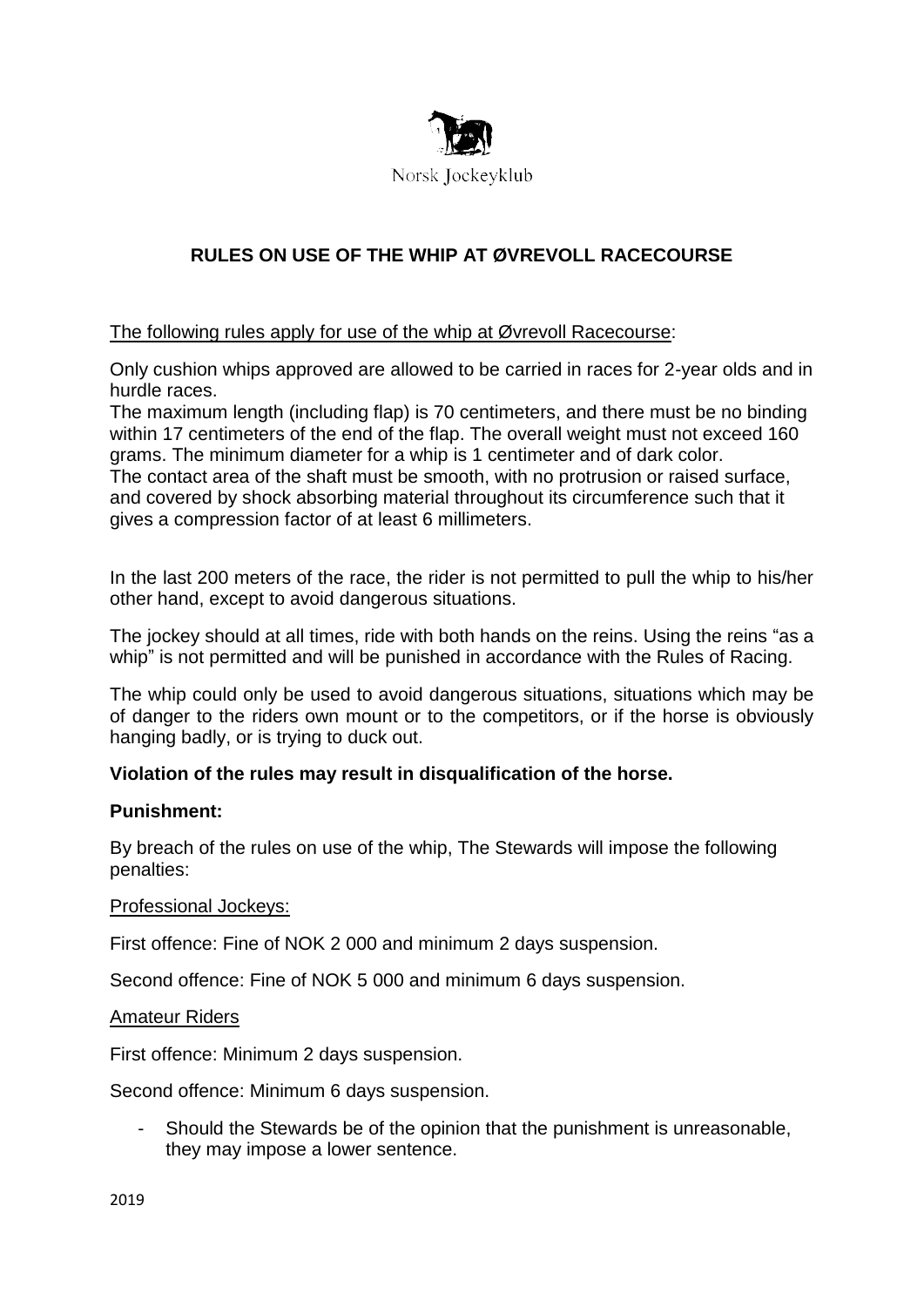Norsk Jockeyklub

# RULES ON USE OF THE WHIP AT ØVREVOLL RACECOURSE

The following rules apply for use of the whip at Øvrevoll Racecourse:

Only cushion whips approved are allowed to be carried in races for 2-year olds and in hurdle races.
The maximum length (including flap) is 70 centimeters, and there must be no binding within 17 centimeters of the end of the flap. The overall weight must not exceed 160 grams. The minimum diameter for a whip is 1 centimeter and of dark color.
The contact area of the shaft must be smooth, with no protrusion or raised surface, and covered by shock absorbing material throughout its circumference such that it gives a compression factor of at least 6 millimeters.

In the last 200 meters of the race, the rider is not permitted to pull the whip to his/her other hand, except to avoid dangerous situations.

The jockey should at all times, ride with both hands on the reins. Using the reins "as a whip" is not permitted and will be punished in accordance with the Rules of Racing.

The whip could only be used to avoid dangerous situations, situations which may be of danger to the riders own mount or to the competitors, or if the horse is obviously hanging badly, or is trying to duck out.

**Violation of the rules may result in disqualification of the horse.**

**Punishment:**

By breach of the rules on use of the whip, The Stewards will impose the following penalties:

Professional Jockeys:

First offence: Fine of NOK 2 000 and minimum 2 days suspension.

Second offence: Fine of NOK 5 000 and minimum 6 days suspension.

Amateur Riders

First offence: Minimum 2 days suspension.

Second offence: Minimum 6 days suspension.

- Should the Stewards be of the opinion that the punishment is unreasonable, they may impose a lower sentence.

2019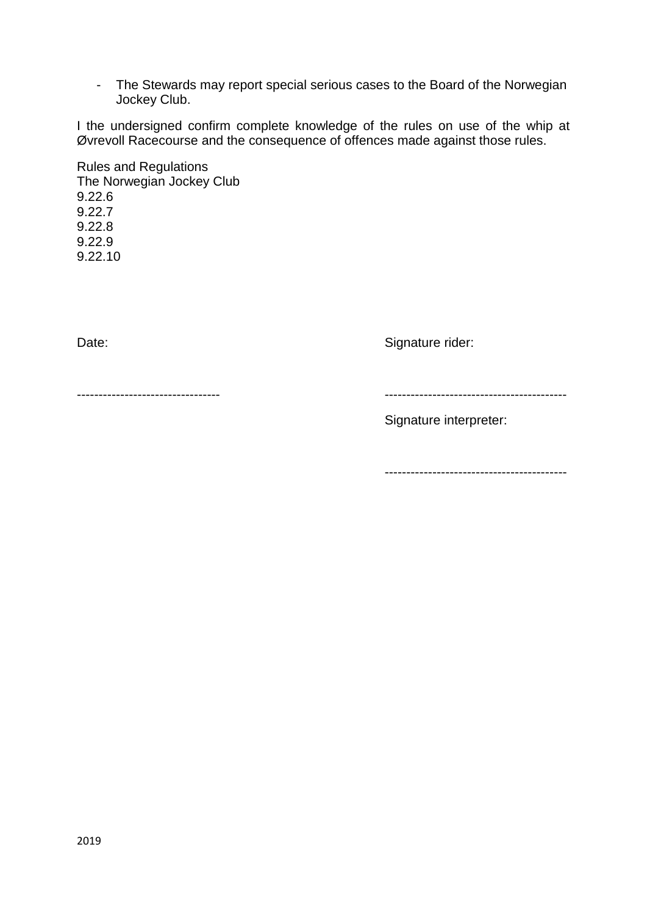- The Stewards may report special serious cases to the Board of the Norwegian Jockey Club.

I the undersigned confirm complete knowledge of the rules on use of the whip at Øvrevoll Racecourse and the consequence of offences made against those rules.

Rules and Regulations
The Norwegian Jockey Club
9.22.6
9.22.7
9.22.8
9.22.9
9.22.10

Date:

---------------------------------

Signature rider:

-----------------------------------------

Signature interpreter:

-----------------------------------------

2019